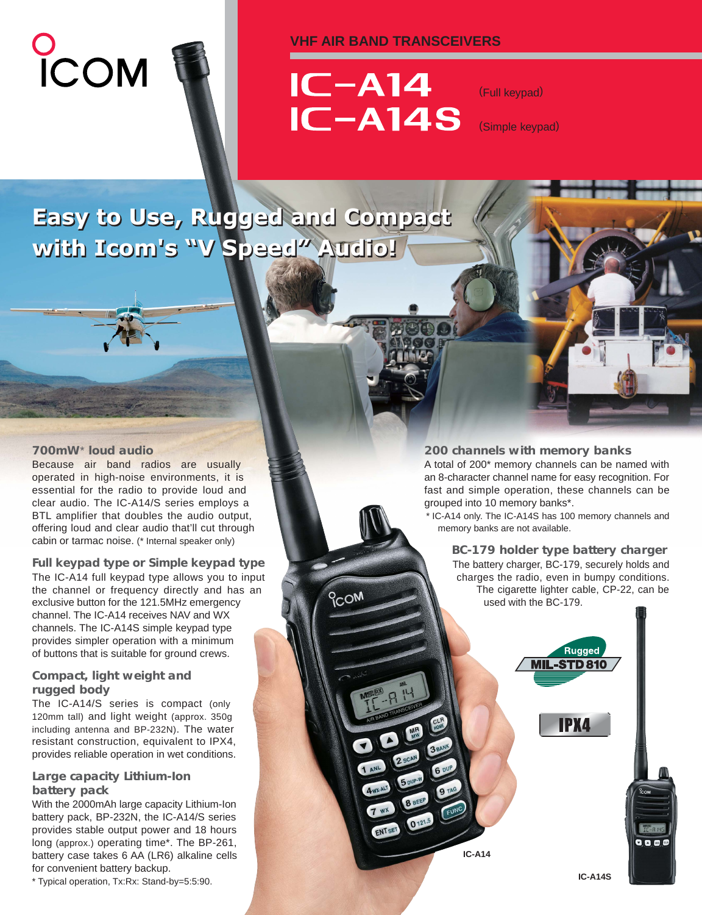ICOM

VHF AIR BAND TRANSCEIVERS

# IC-A14 (Full keypad)
# IC-A14S (Simple keypad)

## Easy to Use, Rugged and Compact with Icom's "V Speed" Audio!

### 700mW* loud audio

Because air band radios are usually operated in high-noise environments, it is essential for the radio to provide loud and clear audio. The IC-A14/S series employs a BTL amplifier that doubles the audio output, offering loud and clear audio that'll cut through cabin or tarmac noise. (* Internal speaker only)

### Full keypad type or Simple keypad type

The IC-A14 full keypad type allows you to input the channel or frequency directly and has an exclusive button for the 121.5MHz emergency channel. The IC-A14 receives NAV and WX channels. The IC-A14S simple keypad type provides simpler operation with a minimum of buttons that is suitable for ground crews.

### Compact, light weight and rugged body

The IC-A14/S series is compact (only 120mm tall) and light weight (approx. 350g including antenna and BP-232N). The water resistant construction, equivalent to IPX4, provides reliable operation in wet conditions.

### Large capacity Lithium-Ion battery pack

With the 2000mAh large capacity Lithium-Ion battery pack, BP-232N, the IC-A14/S series provides stable output power and 18 hours long (approx.) operating time*. The BP-261, battery case takes 6 AA (LR6) alkaline cells for convenient battery backup.

* Typical operation, Tx:Rx: Stand-by=5:5:90.

### 200 channels with memory banks

A total of 200* memory channels can be named with an 8-character channel name for easy recognition. For fast and simple operation, these channels can be grouped into 10 memory banks*.

* IC-A14 only. The IC-A14S has 100 memory channels and memory banks are not available.

### BC-179 holder type battery charger

The battery charger, BC-179, securely holds and charges the radio, even in bumpy conditions. The cigarette lighter cable, CP-22, can be used with the BC-179.

Rugged MIL-STD 810

IPX4

IC-A14

IC-A14S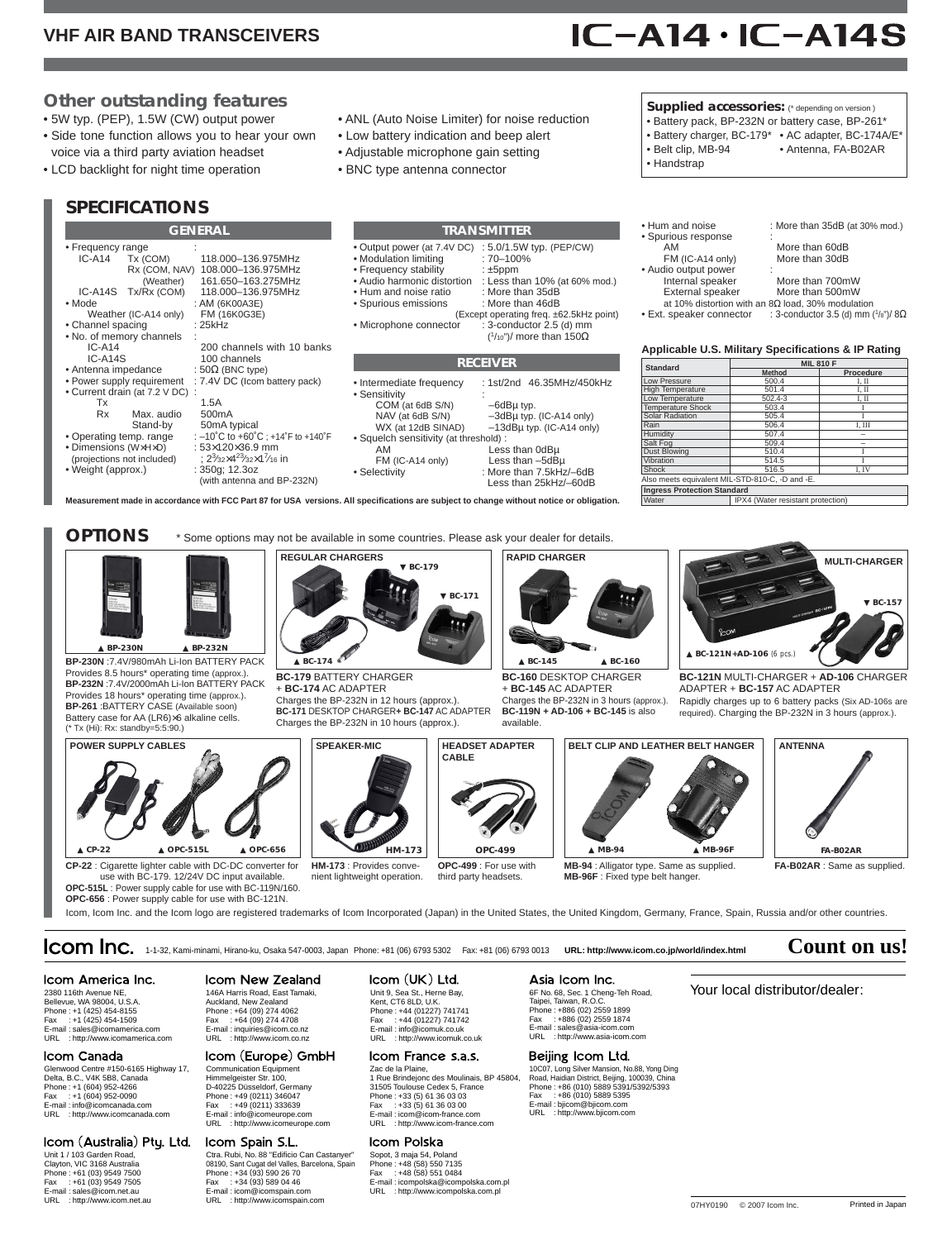VHF AIR BAND TRANSCEIVERS

# IC-A14 · IC-A14S

## Other outstanding features

- 5W typ. (PEP), 1.5W (CW) output power
- Side tone function allows you to hear your own voice via a third party aviation headset
- LCD backlight for night time operation
- ANL (Auto Noise Limiter) for noise reduction
- Low battery indication and beep alert
- Adjustable microphone gain setting
- BNC type antenna connector

**Supplied accessories:** (* depending on version)

- Battery pack, BP-232N or battery case, BP-261*
- Battery charger, BC-179*
- AC adapter, BC-174A/E*
- Belt clip, MB-94
- Antenna, FA-B02AR
- Handstrap

## SPECIFICATIONS

### GENERAL

- Frequency range :
  - IC-A14 Tx (COM) 118.000–136.975MHz
  - Rx (COM, NAV) 108.000–136.975MHz
  - (Weather) 161.650–163.275MHz
  - IC-A14S Tx/Rx (COM) 118.000–136.975MHz
- Mode : AM (6K00A3E)
  - Weather (IC-A14 only) FM (16K0G3E)
- Channel spacing : 25kHz
- No. of memory channels :
  - IC-A14 200 channels with 10 banks
  - IC-A14S 100 channels
- Antenna impedance : 50Ω (BNC type)
- Power supply requirement : 7.4V DC (Icom battery pack)
- Current drain (at 7.2 V DC) :
  - Tx 1.5A
  - Rx Max. audio 500mA
  - Stand-by 50mA typical
- Operating temp. range : –10˚C to +60˚C ; +14˚F to +140˚F
- Dimensions (W×H×D) : 53×120×36.9 mm
  (projections not included) ; 2 3/32×4 23/32×1 7/16 in
- Weight (approx.) : 350g; 12.3oz
  (with antenna and BP-232N)

### TRANSMITTER

- Output power (at 7.4V DC) : 5.0/1.5W typ. (PEP/CW)
- Modulation limiting : 70–100%
- Frequency stability : ±5ppm
- Audio harmonic distortion : Less than 10% (at 60% mod.)
- Hum and noise ratio : More than 35dB
- Spurious emissions : More than 46dB
  (Except operating freq. ±62.5kHz point)
- Microphone connector : 3-conductor 2.5 (d) mm (1/10")/ more than 150Ω

### RECEIVER

- Intermediate frequency : 1st/2nd 46.35MHz/450kHz
- Sensitivity :
  - COM (at 6dB S/N) –6dBμ typ.
  - NAV (at 6dB S/N) –3dBμ typ. (IC-A14 only)
  - WX (at 12dB SINAD) –13dBμ typ. (IC-A14 only)
- Squelch sensitivity (at threshold) :
  - AM Less than 0dBμ
  - FM (IC-A14 only) Less than –5dBμ
- Selectivity : More than 7.5kHz/–6dB
  Less than 25kHz/–60dB
- Hum and noise : More than 35dB (at 30% mod.)
- Spurious response :
  - AM More than 60dB
  - FM (IC-A14 only) More than 30dB
- Audio output power :
  - Internal speaker More than 700mW
  - External speaker More than 500mW
  - at 10% distortion with an 8Ω load, 30% modulation
- Ext. speaker connector : 3-conductor 3.5 (d) mm (1/8")/ 8Ω

### Applicable U.S. Military Specifications & IP Rating

| Standard | MIL 810 F | |
|---|---|---|
| | Method | Procedure |
| Low Pressure | 500.4 | I, II |
| High Temperature | 501.4 | I, II |
| Low Temperature | 502.4-3 | I, II |
| Temperature Shock | 503.4 | I |
| Solar Radiation | 505.4 | I |
| Rain | 506.4 | I, III |
| Humidity | 507.4 | – |
| Salt Fog | 509.4 | – |
| Dust Blowing | 510.4 | I |
| Vibration | 514.5 | I |
| Shock | 516.5 | I, IV |

Also meets equivalent MIL-STD-810-C, -D and -E.

| Ingress Protection Standard | |
|---|---|
| Water | IPX4 (Water resistant protection) |

**Measurement made in accordance with FCC Part 87 for USA versions. All specifications are subject to change without notice or obligation.**

## OPTIONS

\* Some options may not be available in some countries. Please ask your dealer for details.

▲ BP-230N ▲ BP-232N

**BP-230N** :7.4V/980mAh Li-Ion BATTERY PACK Provides 8.5 hours* operating time (approx.).
**BP-232N** :7.4V/2000mAh Li-Ion BATTERY PACK Provides 18 hours* operating time (approx.).
**BP-261** :BATTERY CASE (Available soon) Battery case for AA (LR6)×6 alkaline cells.
(* Tx (Hi): Rx: standby=5:5:90.)

**REGULAR CHARGERS**

▼ BC-179 ▼ BC-171 ▲ BC-174

**BC-179** BATTERY CHARGER + **BC-174** AC ADAPTER
Charges the BP-232N in 12 hours (approx.).
**BC-171** DESKTOP CHARGER**+ BC-147** AC ADAPTER Charges the BP-232N in 10 hours (approx.).

**RAPID CHARGER**

▲ BC-145 ▲ BC-160

**BC-160** DESKTOP CHARGER + **BC-145** AC ADAPTER
Charges the BP-232N in 3 hours (approx.).
**BC-119N + AD-106 + BC-145** is also available.

**MULTI-CHARGER**

▼ BC-157 ▲ BC-121N+AD-106 (6 pcs.)

**BC-121N** MULTI-CHARGER + **AD-106** CHARGER ADAPTER + **BC-157** AC ADAPTER
Rapidly charges up to 6 battery packs (Six AD-106s are required). Charging the BP-232N in 3 hours (approx.).

**POWER SUPPLY CABLES**

▲ CP-22 ▲ OPC-515L ▲ OPC-656

**CP-22** : Cigarette lighter cable with DC-DC converter for use with BC-179. 12/24V DC input available.
**OPC-515L** : Power supply cable for use with BC-119N/160.
**OPC-656** : Power supply cable for use with BC-121N.

**SPEAKER-MIC**

HM-173

**HM-173** : Provides convenient lightweight operation.

**HEADSET ADAPTER CABLE**

OPC-499

**OPC-499** : For use with third party headsets.

**BELT CLIP AND LEATHER BELT HANGER**

▲ MB-94 ▲ MB-96F

**MB-94** : Alligator type. Same as supplied.
**MB-96F** : Fixed type belt hanger.

**ANTENNA**

FA-B02AR

**FA-B02AR** : Same as supplied.

Icom, Icom Inc. and the Icom logo are registered trademarks of Icom Incorporated (Japan) in the United States, the United Kingdom, Germany, France, Spain, Russia and/or other countries.

**Icom Inc.** 1-1-32, Kami-minami, Hirano-ku, Osaka 547-0003, Japan Phone: +81 (06) 6793 5302 Fax: +81 (06) 6793 0013 **URL: http://www.icom.co.jp/world/index.html**

**Count on us!**

**Icom America Inc.**
2380 116th Avenue NE,
Bellevue, WA 98004, U.S.A.
Phone : +1 (425) 454-8155
Fax : +1 (425) 454-1509
E-mail : sales@icomamerica.com
URL : http://www.icomamerica.com

**Icom Canada**
Glenwood Centre #150-6165 Highway 17,
Delta, B.C., V4K 5B8, Canada
Phone : +1 (604) 952-4266
Fax : +1 (604) 952-0090
E-mail : info@icomcanada.com
URL : http://www.icomcanada.com

**Icom (Australia) Pty. Ltd.**
Unit 1 / 103 Garden Road,
Clayton, VIC 3168 Australia
Phone : +61 (03) 9549 7500
Fax : +61 (03) 9549 7505
E-mail : sales@icom.net.au
URL : http://www.icom.net.au

**Icom New Zealand**
146A Harris Road, East Tamaki,
Auckland, New Zealand
Phone : +64 (09) 274 4062
Fax : +64 (09) 274 4708
E-mail : inquiries@icom.co.nz
URL : http://www.icom.co.nz

**Icom (Europe) GmbH**
Communication Equipment
Himmelgeister Str. 100,
D-40225 Düsseldorf, Germany
Phone : +49 (0211) 346047
Fax : +49 (0211) 333639
E-mail : info@icomeurope.com
URL : http://www.icomeurope.com

**Icom Spain S.L.**
Ctra. Rubi, No. 88 "Edificio Can Castanyer"
08190, Sant Cugat del Valles, Barcelona, Spain
Phone : +34 (93) 590 26 70
Fax : +34 (93) 589 04 46
E-mail : icom@icomspain.com
URL : http://www.icomspain.com

**Icom (UK) Ltd.**
Unit 9, Sea St., Herne Bay,
Kent, CT6 8LD, U.K.
Phone : +44 (01227) 741741
Fax : +44 (01227) 741742
E-mail : info@icomuk.co.uk
URL : http://www.icomuk.co.uk

**Icom France s.a.s.**
Zac de la Plaine,
1 Rue Brindejonc des Moulinais, BP 45804,
31505 Toulouse Cedex 5, France
Phone : +33 (5) 61 36 03 03
Fax : +33 (5) 61 36 03 00
E-mail : icom@icom-france.com
URL : http://www.icom-france.com

**Icom Polska**
Sopot, 3 maja 54, Poland
Phone : +48 (58) 550 7135
Fax : +48 (58) 551 0484
E-mail : icompolska@icompolska.com.pl
URL : http://www.icompolska.com.pl

**Asia Icom Inc.**
6F No. 68, Sec. 1 Cheng-Teh Road,
Taipei, Taiwan, R.O.C.
Phone : +886 (02) 2559 1899
Fax : +886 (02) 2559 1874
E-mail : sales@asia-icom.com
URL : http://www.asia-icom.com

**Beijing Icom Ltd.**
10C07, Long Silver Mansion, No.88, Yong Ding Road, Haidian District, Beijing, 100039, China
Phone : +86 (010) 5889 5391/5392/5393
Fax : +86 (010) 5889 5395
E-mail : bjicom@bjicom.com
URL : http://www.bjicom.com

Your local distributor/dealer:

07HY0190 © 2007 Icom Inc. Printed in Japan